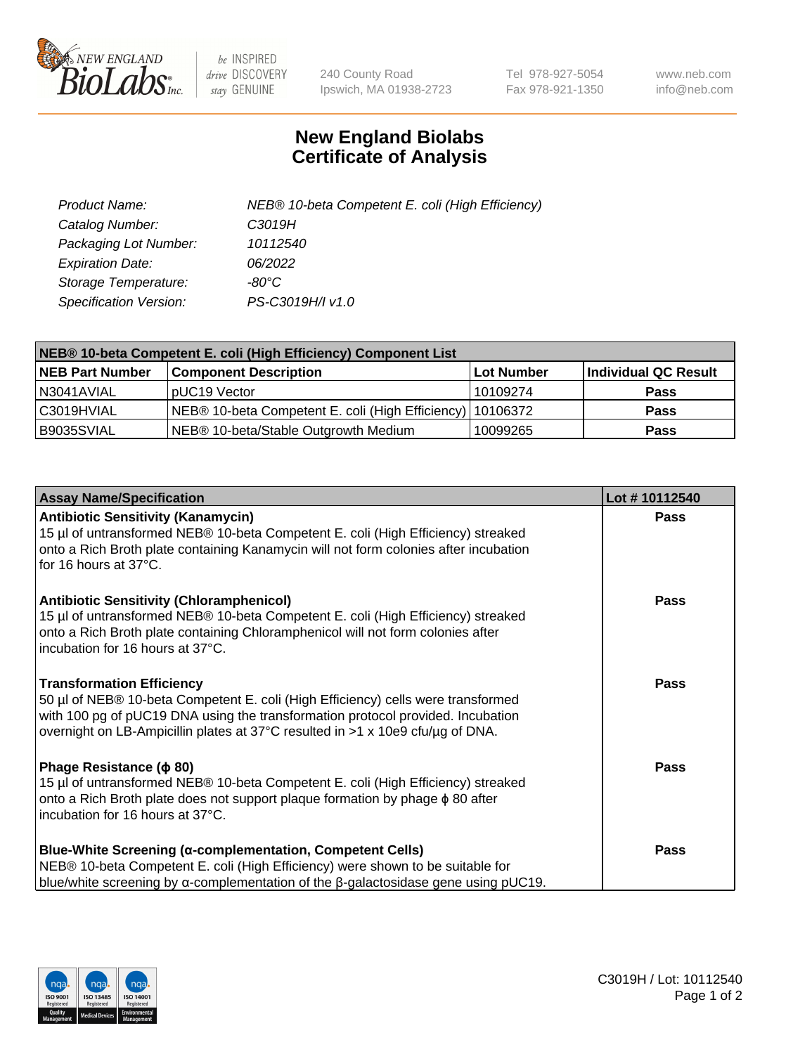# New England Biolabs
# Certificate of Analysis

| | |
|---|---|
| *Product Name:* | *NEB® 10-beta Competent E. coli (High Efficiency)* |
| *Catalog Number:* | *C3019H* |
| *Packaging Lot Number:* | *10112540* |
| *Expiration Date:* | *06/2022* |
| *Storage Temperature:* | *-80°C* |
| *Specification Version:* | *PS-C3019H/I v1.0* |

| NEB® 10-beta Competent E. coli (High Efficiency) Component List | | | |
|---|---|---|---|
| **NEB Part Number** | **Component Description** | **Lot Number** | **Individual QC Result** |
| N3041AVIAL | pUC19 Vector | 10109274 | **Pass** |
| C3019HVIAL | NEB® 10-beta Competent E. coli (High Efficiency) | 10106372 | **Pass** |
| B9035SVIAL | NEB® 10-beta/Stable Outgrowth Medium | 10099265 | **Pass** |

| Assay Name/Specification | Lot # 10112540 |
|---|---|
| **Antibiotic Sensitivity (Kanamycin)**<br>15 µl of untransformed NEB® 10-beta Competent E. coli (High Efficiency) streaked onto a Rich Broth plate containing Kanamycin will not form colonies after incubation for 16 hours at 37°C. | **Pass** |
| **Antibiotic Sensitivity (Chloramphenicol)**<br>15 µl of untransformed NEB® 10-beta Competent E. coli (High Efficiency) streaked onto a Rich Broth plate containing Chloramphenicol will not form colonies after incubation for 16 hours at 37°C. | **Pass** |
| **Transformation Efficiency**<br>50 µl of NEB® 10-beta Competent E. coli (High Efficiency) cells were transformed with 100 pg of pUC19 DNA using the transformation protocol provided. Incubation overnight on LB-Ampicillin plates at 37°C resulted in >1 x 10e9 cfu/µg of DNA. | **Pass** |
| **Phage Resistance (ϕ 80)**<br>15 µl of untransformed NEB® 10-beta Competent E. coli (High Efficiency) streaked onto a Rich Broth plate does not support plaque formation by phage ϕ 80 after incubation for 16 hours at 37°C. | **Pass** |
| **Blue-White Screening (α-complementation, Competent Cells)**<br>NEB® 10-beta Competent E. coli (High Efficiency) were shown to be suitable for blue/white screening by α-complementation of the β-galactosidase gene using pUC19. | **Pass** |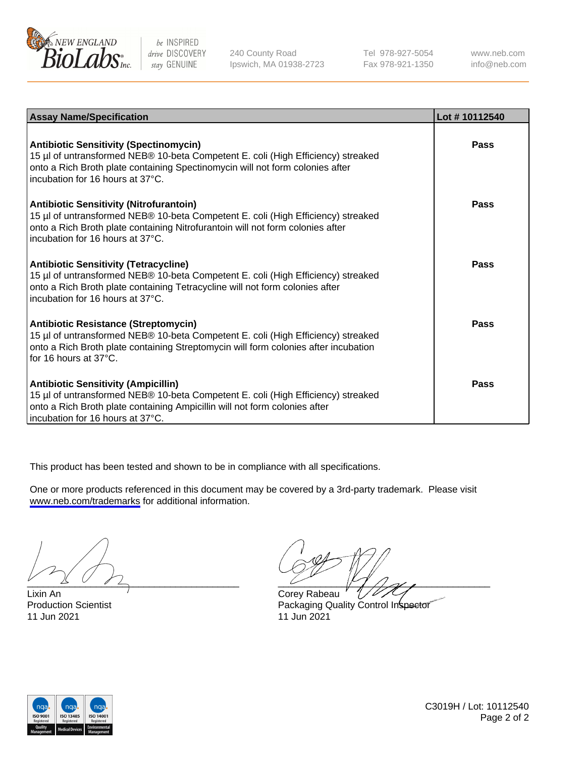| Assay Name/Specification | Lot # 10112540 |
|---|---|
| **Antibiotic Sensitivity (Spectinomycin)**<br>15 µl of untransformed NEB® 10-beta Competent E. coli (High Efficiency) streaked onto a Rich Broth plate containing Spectinomycin will not form colonies after incubation for 16 hours at 37°C. | **Pass** |
| **Antibiotic Sensitivity (Nitrofurantoin)**<br>15 µl of untransformed NEB® 10-beta Competent E. coli (High Efficiency) streaked onto a Rich Broth plate containing Nitrofurantoin will not form colonies after incubation for 16 hours at 37°C. | **Pass** |
| **Antibiotic Sensitivity (Tetracycline)**<br>15 µl of untransformed NEB® 10-beta Competent E. coli (High Efficiency) streaked onto a Rich Broth plate containing Tetracycline will not form colonies after incubation for 16 hours at 37°C. | **Pass** |
| **Antibiotic Resistance (Streptomycin)**<br>15 µl of untransformed NEB® 10-beta Competent E. coli (High Efficiency) streaked onto a Rich Broth plate containing Streptomycin will form colonies after incubation for 16 hours at 37°C. | **Pass** |
| **Antibiotic Sensitivity (Ampicillin)**<br>15 µl of untransformed NEB® 10-beta Competent E. coli (High Efficiency) streaked onto a Rich Broth plate containing Ampicillin will not form colonies after incubation for 16 hours at 37°C. | **Pass** |

This product has been tested and shown to be in compliance with all specifications.

One or more products referenced in this document may be covered by a 3rd-party trademark. Please visit www.neb.com/trademarks for additional information.

Lixin An
Production Scientist
11 Jun 2021

Corey Rabeau
Packaging Quality Control Inspector
11 Jun 2021

C3019H / Lot: 10112540